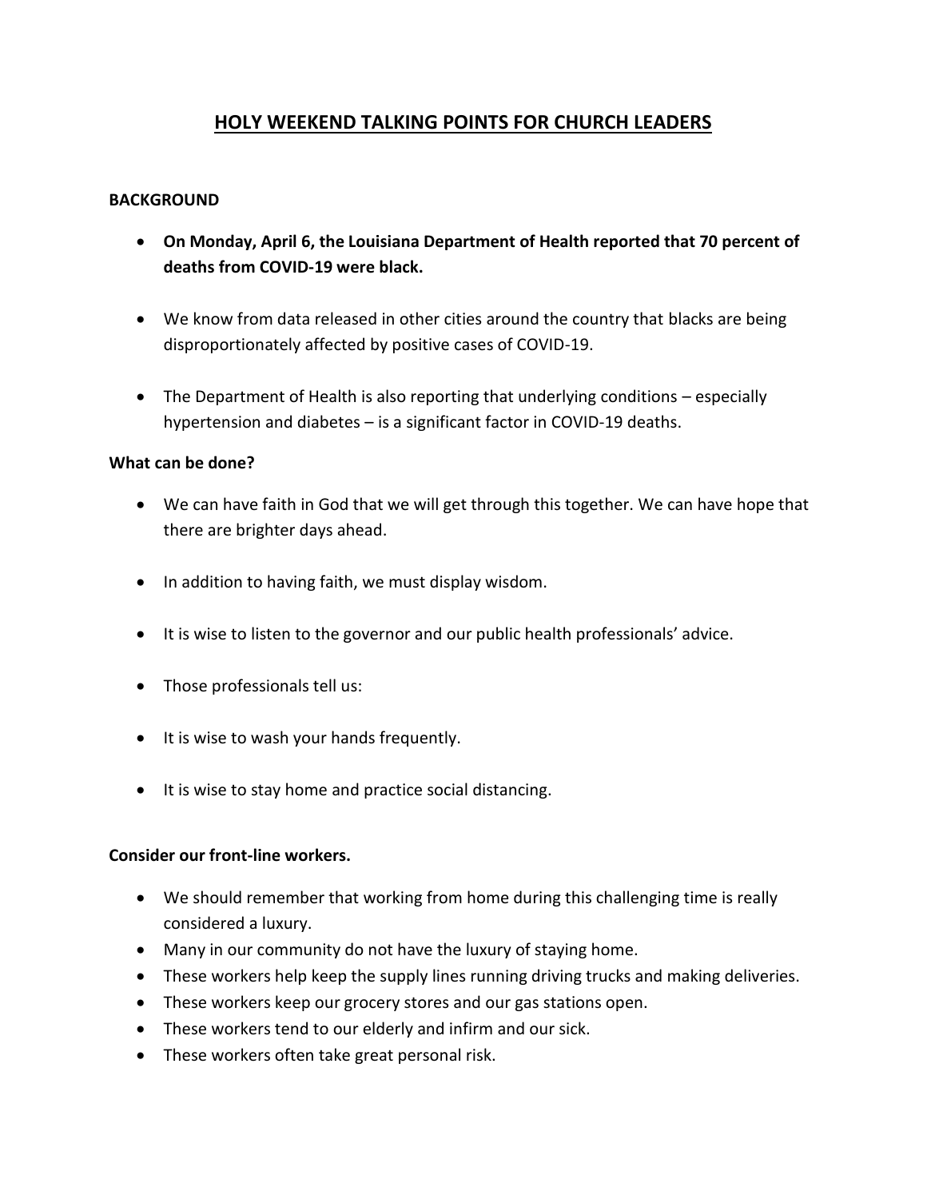# HOLY WEEKEND TALKING POINTS FOR CHURCH LEADERS

**BACKGROUND**

- **On Monday, April 6, the Louisiana Department of Health reported that 70 percent of deaths from COVID-19 were black.**

- We know from data released in other cities around the country that blacks are being disproportionately affected by positive cases of COVID-19.

- The Department of Health is also reporting that underlying conditions – especially hypertension and diabetes – is a significant factor in COVID-19 deaths.

**What can be done?**

- We can have faith in God that we will get through this together. We can have hope that there are brighter days ahead.

- In addition to having faith, we must display wisdom.

- It is wise to listen to the governor and our public health professionals' advice.

- Those professionals tell us:

- It is wise to wash your hands frequently.

- It is wise to stay home and practice social distancing.

**Consider our front-line workers.**

- We should remember that working from home during this challenging time is really considered a luxury.
- Many in our community do not have the luxury of staying home.
- These workers help keep the supply lines running driving trucks and making deliveries.
- These workers keep our grocery stores and our gas stations open.
- These workers tend to our elderly and infirm and our sick.
- These workers often take great personal risk.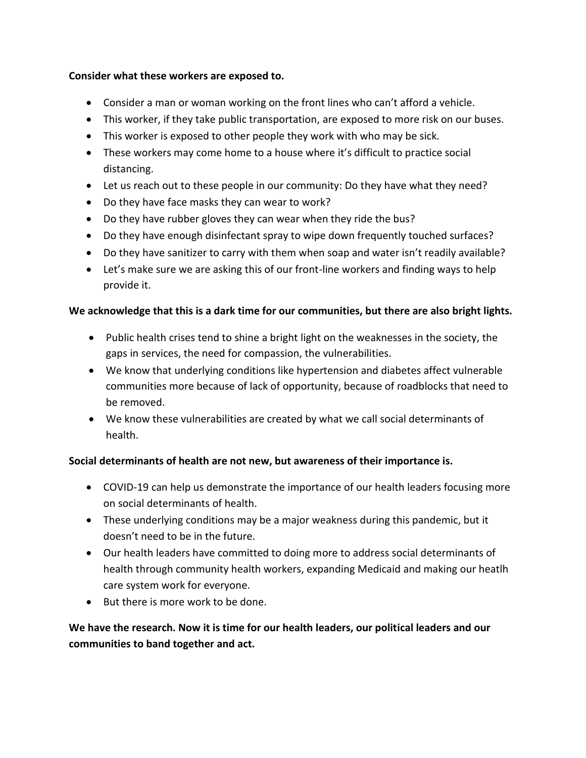**Consider what these workers are exposed to.**

- Consider a man or woman working on the front lines who can't afford a vehicle.
- This worker, if they take public transportation, are exposed to more risk on our buses.
- This worker is exposed to other people they work with who may be sick.
- These workers may come home to a house where it's difficult to practice social distancing.
- Let us reach out to these people in our community: Do they have what they need?
- Do they have face masks they can wear to work?
- Do they have rubber gloves they can wear when they ride the bus?
- Do they have enough disinfectant spray to wipe down frequently touched surfaces?
- Do they have sanitizer to carry with them when soap and water isn't readily available?
- Let's make sure we are asking this of our front-line workers and finding ways to help provide it.

**We acknowledge that this is a dark time for our communities, but there are also bright lights.**

- Public health crises tend to shine a bright light on the weaknesses in the society, the gaps in services, the need for compassion, the vulnerabilities.
- We know that underlying conditions like hypertension and diabetes affect vulnerable communities more because of lack of opportunity, because of roadblocks that need to be removed.
- We know these vulnerabilities are created by what we call social determinants of health.

**Social determinants of health are not new, but awareness of their importance is.**

- COVID-19 can help us demonstrate the importance of our health leaders focusing more on social determinants of health.
- These underlying conditions may be a major weakness during this pandemic, but it doesn't need to be in the future.
- Our health leaders have committed to doing more to address social determinants of health through community health workers, expanding Medicaid and making our heatlh care system work for everyone.
- But there is more work to be done.

**We have the research. Now it is time for our health leaders, our political leaders and our communities to band together and act.**